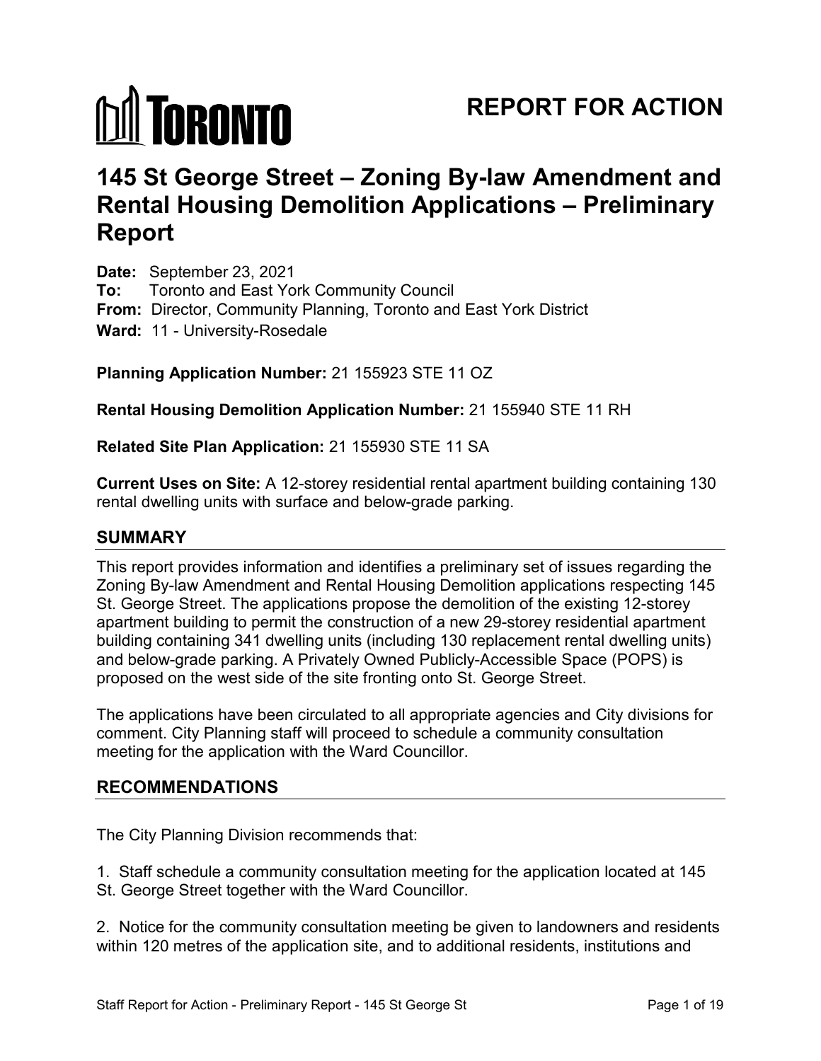# REPORT FOR ACTION

# 145 St George Street – Zoning By-law Amendment and Rental Housing Demolition Applications – Preliminary Report

**Date:** September 23, 2021
**To:** Toronto and East York Community Council
**From:** Director, Community Planning, Toronto and East York District
**Ward:** 11 - University-Rosedale

**Planning Application Number:** 21 155923 STE 11 OZ

**Rental Housing Demolition Application Number:** 21 155940 STE 11 RH

**Related Site Plan Application:** 21 155930 STE 11 SA

**Current Uses on Site:** A 12-storey residential rental apartment building containing 130 rental dwelling units with surface and below-grade parking.

## SUMMARY

This report provides information and identifies a preliminary set of issues regarding the Zoning By-law Amendment and Rental Housing Demolition applications respecting 145 St. George Street. The applications propose the demolition of the existing 12-storey apartment building to permit the construction of a new 29-storey residential apartment building containing 341 dwelling units (including 130 replacement rental dwelling units) and below-grade parking. A Privately Owned Publicly-Accessible Space (POPS) is proposed on the west side of the site fronting onto St. George Street.

The applications have been circulated to all appropriate agencies and City divisions for comment. City Planning staff will proceed to schedule a community consultation meeting for the application with the Ward Councillor.

## RECOMMENDATIONS

The City Planning Division recommends that:

1. Staff schedule a community consultation meeting for the application located at 145 St. George Street together with the Ward Councillor.

2. Notice for the community consultation meeting be given to landowners and residents within 120 metres of the application site, and to additional residents, institutions and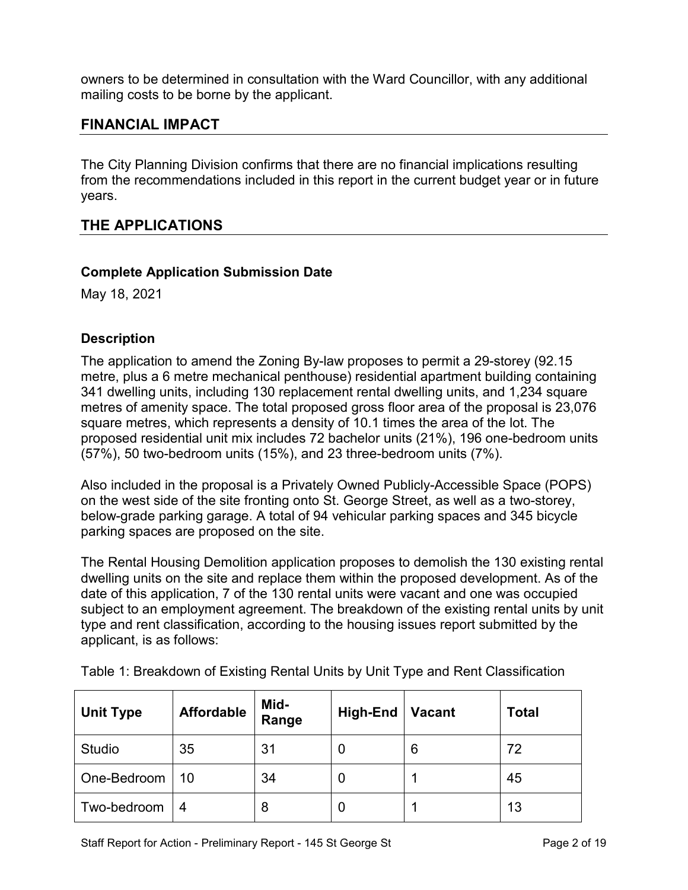owners to be determined in consultation with the Ward Councillor, with any additional mailing costs to be borne by the applicant.

## FINANCIAL IMPACT

The City Planning Division confirms that there are no financial implications resulting from the recommendations included in this report in the current budget year or in future years.

## THE APPLICATIONS

### Complete Application Submission Date

May 18, 2021

### Description

The application to amend the Zoning By-law proposes to permit a 29-storey (92.15 metre, plus a 6 metre mechanical penthouse) residential apartment building containing 341 dwelling units, including 130 replacement rental dwelling units, and 1,234 square metres of amenity space. The total proposed gross floor area of the proposal is 23,076 square metres, which represents a density of 10.1 times the area of the lot. The proposed residential unit mix includes 72 bachelor units (21%), 196 one-bedroom units (57%), 50 two-bedroom units (15%), and 23 three-bedroom units (7%).

Also included in the proposal is a Privately Owned Publicly-Accessible Space (POPS) on the west side of the site fronting onto St. George Street, as well as a two-storey, below-grade parking garage. A total of 94 vehicular parking spaces and 345 bicycle parking spaces are proposed on the site.

The Rental Housing Demolition application proposes to demolish the 130 existing rental dwelling units on the site and replace them within the proposed development. As of the date of this application, 7 of the 130 rental units were vacant and one was occupied subject to an employment agreement. The breakdown of the existing rental units by unit type and rent classification, according to the housing issues report submitted by the applicant, is as follows:

Table 1: Breakdown of Existing Rental Units by Unit Type and Rent Classification

| Unit Type | Affordable | Mid-Range | High-End | Vacant | Total |
|---|---|---|---|---|---|
| Studio | 35 | 31 | 0 | 6 | 72 |
| One-Bedroom | 10 | 34 | 0 | 1 | 45 |
| Two-bedroom | 4 | 8 | 0 | 1 | 13 |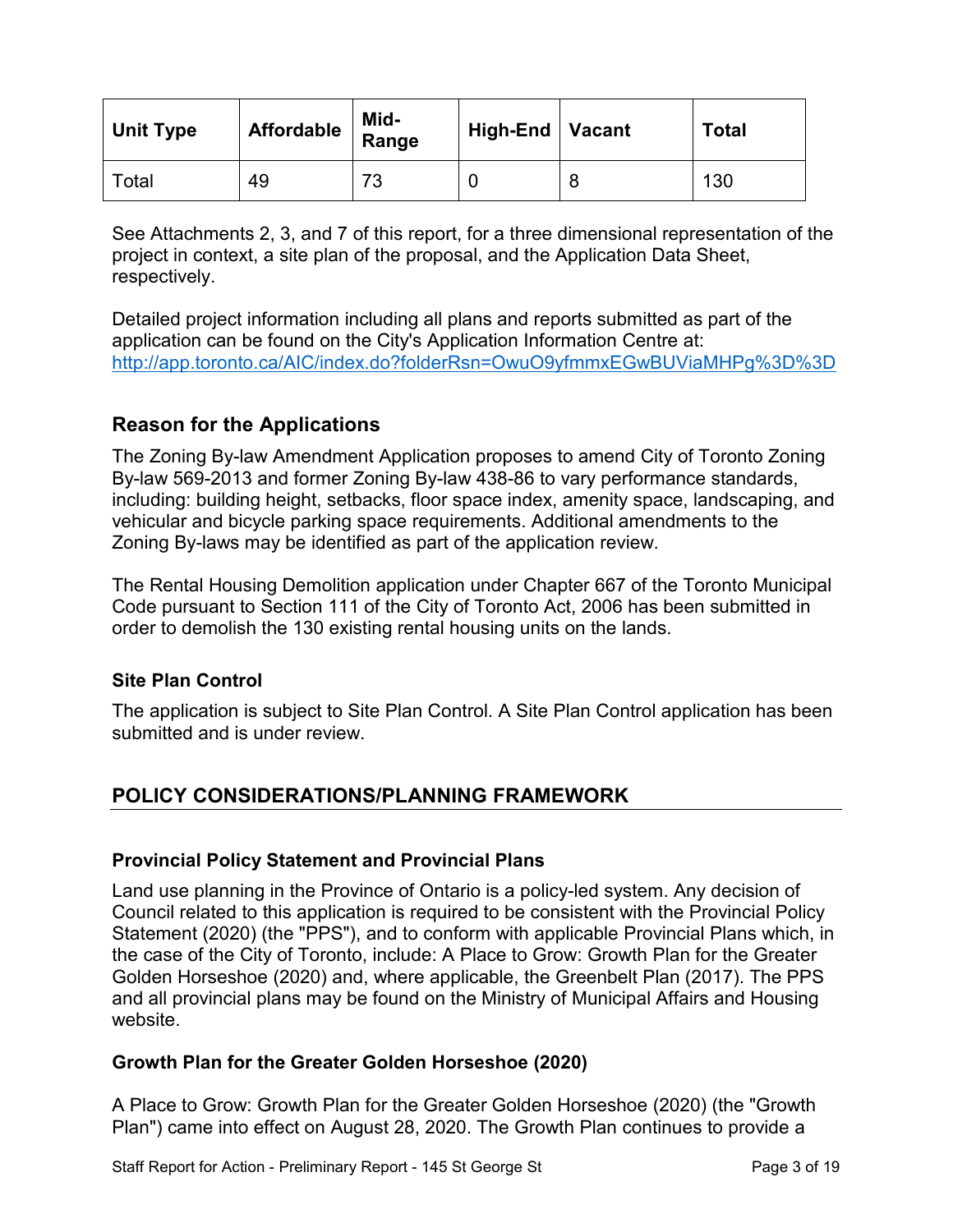| Unit Type | Affordable | Mid-Range | High-End | Vacant | Total |
|---|---|---|---|---|---|
| Total | 49 | 73 | 0 | 8 | 130 |

See Attachments 2, 3, and 7 of this report, for a three dimensional representation of the project in context, a site plan of the proposal, and the Application Data Sheet, respectively.

Detailed project information including all plans and reports submitted as part of the application can be found on the City's Application Information Centre at: http://app.toronto.ca/AIC/index.do?folderRsn=OwuO9yfmmxEGwBUViaMHPg%3D%3D

## Reason for the Applications

The Zoning By-law Amendment Application proposes to amend City of Toronto Zoning By-law 569-2013 and former Zoning By-law 438-86 to vary performance standards, including: building height, setbacks, floor space index, amenity space, landscaping, and vehicular and bicycle parking space requirements. Additional amendments to the Zoning By-laws may be identified as part of the application review.

The Rental Housing Demolition application under Chapter 667 of the Toronto Municipal Code pursuant to Section 111 of the City of Toronto Act, 2006 has been submitted in order to demolish the 130 existing rental housing units on the lands.

### Site Plan Control

The application is subject to Site Plan Control. A Site Plan Control application has been submitted and is under review.

## POLICY CONSIDERATIONS/PLANNING FRAMEWORK

### Provincial Policy Statement and Provincial Plans

Land use planning in the Province of Ontario is a policy-led system. Any decision of Council related to this application is required to be consistent with the Provincial Policy Statement (2020) (the "PPS"), and to conform with applicable Provincial Plans which, in the case of the City of Toronto, include: A Place to Grow: Growth Plan for the Greater Golden Horseshoe (2020) and, where applicable, the Greenbelt Plan (2017). The PPS and all provincial plans may be found on the Ministry of Municipal Affairs and Housing website.

### Growth Plan for the Greater Golden Horseshoe (2020)

A Place to Grow: Growth Plan for the Greater Golden Horseshoe (2020) (the "Growth Plan") came into effect on August 28, 2020. The Growth Plan continues to provide a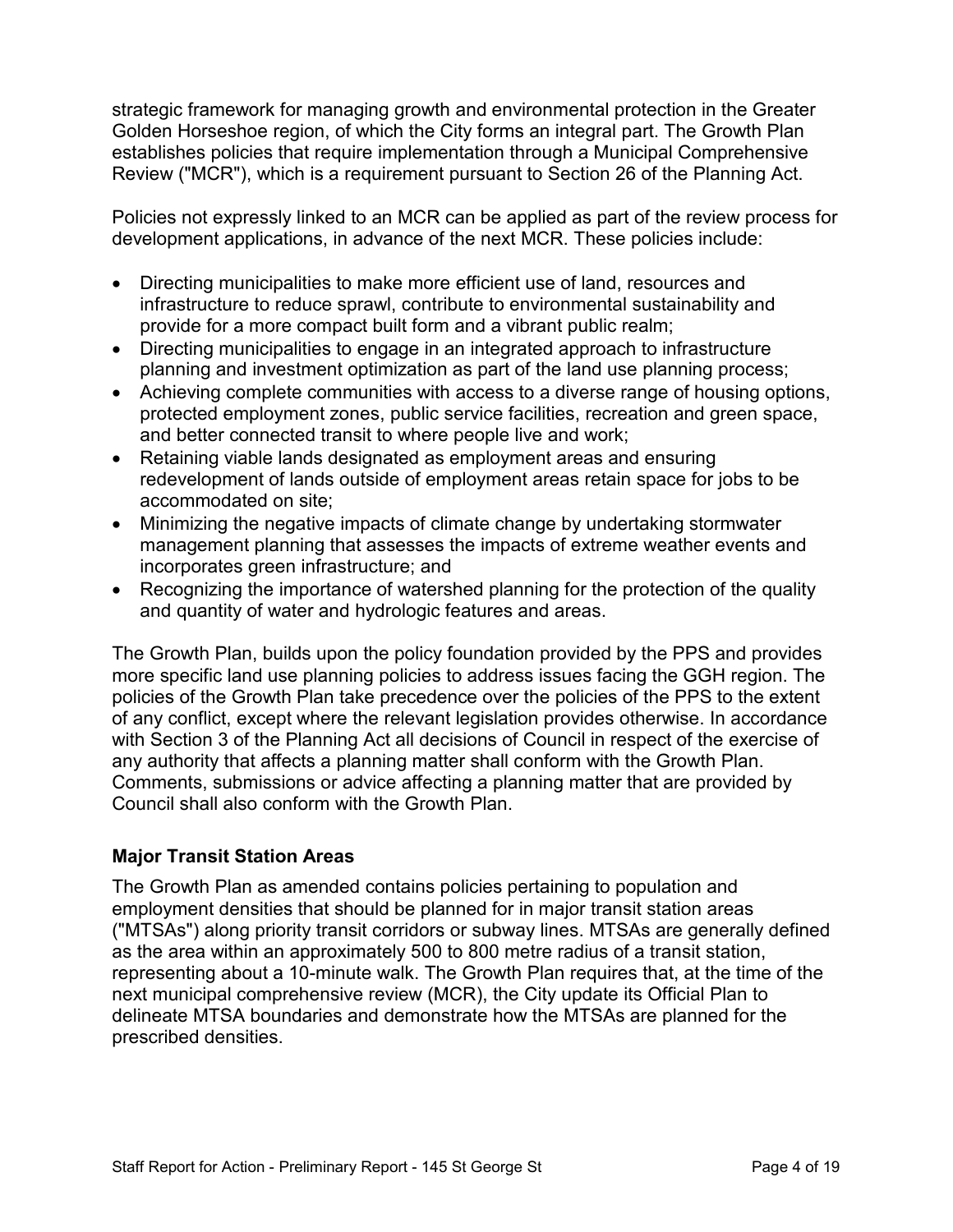strategic framework for managing growth and environmental protection in the Greater Golden Horseshoe region, of which the City forms an integral part. The Growth Plan establishes policies that require implementation through a Municipal Comprehensive Review ("MCR"), which is a requirement pursuant to Section 26 of the Planning Act.

Policies not expressly linked to an MCR can be applied as part of the review process for development applications, in advance of the next MCR. These policies include:

- Directing municipalities to make more efficient use of land, resources and infrastructure to reduce sprawl, contribute to environmental sustainability and provide for a more compact built form and a vibrant public realm;
- Directing municipalities to engage in an integrated approach to infrastructure planning and investment optimization as part of the land use planning process;
- Achieving complete communities with access to a diverse range of housing options, protected employment zones, public service facilities, recreation and green space, and better connected transit to where people live and work;
- Retaining viable lands designated as employment areas and ensuring redevelopment of lands outside of employment areas retain space for jobs to be accommodated on site;
- Minimizing the negative impacts of climate change by undertaking stormwater management planning that assesses the impacts of extreme weather events and incorporates green infrastructure; and
- Recognizing the importance of watershed planning for the protection of the quality and quantity of water and hydrologic features and areas.

The Growth Plan, builds upon the policy foundation provided by the PPS and provides more specific land use planning policies to address issues facing the GGH region. The policies of the Growth Plan take precedence over the policies of the PPS to the extent of any conflict, except where the relevant legislation provides otherwise. In accordance with Section 3 of the Planning Act all decisions of Council in respect of the exercise of any authority that affects a planning matter shall conform with the Growth Plan. Comments, submissions or advice affecting a planning matter that are provided by Council shall also conform with the Growth Plan.

**Major Transit Station Areas**

The Growth Plan as amended contains policies pertaining to population and employment densities that should be planned for in major transit station areas ("MTSAs") along priority transit corridors or subway lines. MTSAs are generally defined as the area within an approximately 500 to 800 metre radius of a transit station, representing about a 10-minute walk. The Growth Plan requires that, at the time of the next municipal comprehensive review (MCR), the City update its Official Plan to delineate MTSA boundaries and demonstrate how the MTSAs are planned for the prescribed densities.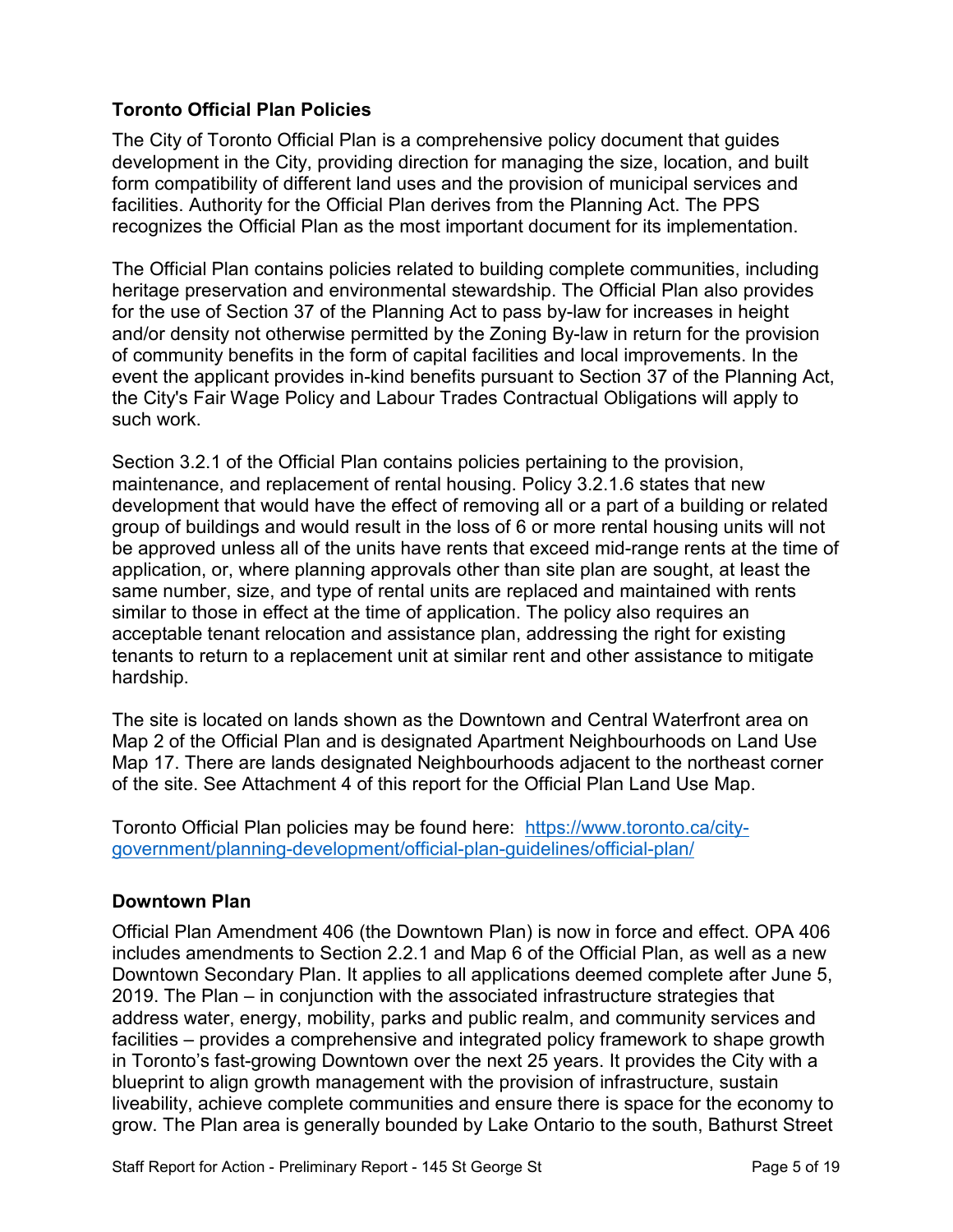## Toronto Official Plan Policies

The City of Toronto Official Plan is a comprehensive policy document that guides development in the City, providing direction for managing the size, location, and built form compatibility of different land uses and the provision of municipal services and facilities. Authority for the Official Plan derives from the Planning Act. The PPS recognizes the Official Plan as the most important document for its implementation.

The Official Plan contains policies related to building complete communities, including heritage preservation and environmental stewardship. The Official Plan also provides for the use of Section 37 of the Planning Act to pass by-law for increases in height and/or density not otherwise permitted by the Zoning By-law in return for the provision of community benefits in the form of capital facilities and local improvements. In the event the applicant provides in-kind benefits pursuant to Section 37 of the Planning Act, the City's Fair Wage Policy and Labour Trades Contractual Obligations will apply to such work.

Section 3.2.1 of the Official Plan contains policies pertaining to the provision, maintenance, and replacement of rental housing. Policy 3.2.1.6 states that new development that would have the effect of removing all or a part of a building or related group of buildings and would result in the loss of 6 or more rental housing units will not be approved unless all of the units have rents that exceed mid-range rents at the time of application, or, where planning approvals other than site plan are sought, at least the same number, size, and type of rental units are replaced and maintained with rents similar to those in effect at the time of application. The policy also requires an acceptable tenant relocation and assistance plan, addressing the right for existing tenants to return to a replacement unit at similar rent and other assistance to mitigate hardship.

The site is located on lands shown as the Downtown and Central Waterfront area on Map 2 of the Official Plan and is designated Apartment Neighbourhoods on Land Use Map 17. There are lands designated Neighbourhoods adjacent to the northeast corner of the site. See Attachment 4 of this report for the Official Plan Land Use Map.

Toronto Official Plan policies may be found here: [https://www.toronto.ca/city-government/planning-development/official-plan-guidelines/official-plan/](https://www.toronto.ca/city-government/planning-development/official-plan-guidelines/official-plan/)

## Downtown Plan

Official Plan Amendment 406 (the Downtown Plan) is now in force and effect. OPA 406 includes amendments to Section 2.2.1 and Map 6 of the Official Plan, as well as a new Downtown Secondary Plan. It applies to all applications deemed complete after June 5, 2019. The Plan – in conjunction with the associated infrastructure strategies that address water, energy, mobility, parks and public realm, and community services and facilities – provides a comprehensive and integrated policy framework to shape growth in Toronto's fast-growing Downtown over the next 25 years. It provides the City with a blueprint to align growth management with the provision of infrastructure, sustain liveability, achieve complete communities and ensure there is space for the economy to grow. The Plan area is generally bounded by Lake Ontario to the south, Bathurst Street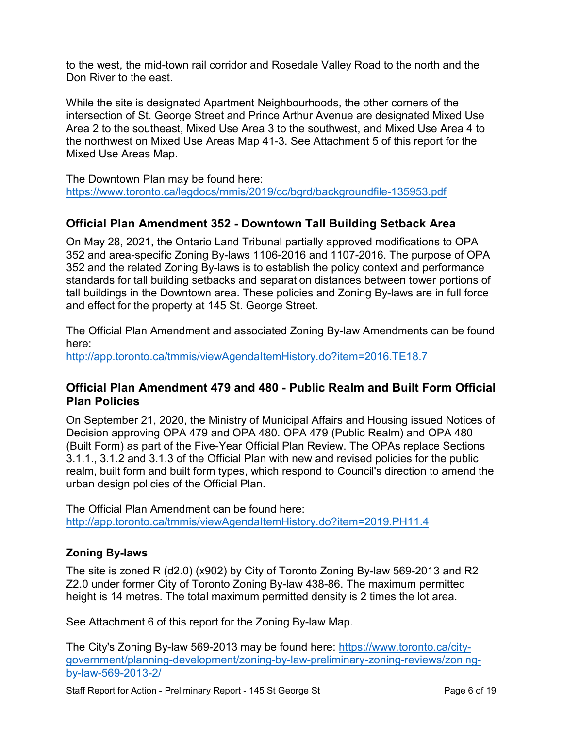to the west, the mid-town rail corridor and Rosedale Valley Road to the north and the Don River to the east.

While the site is designated Apartment Neighbourhoods, the other corners of the intersection of St. George Street and Prince Arthur Avenue are designated Mixed Use Area 2 to the southeast, Mixed Use Area 3 to the southwest, and Mixed Use Area 4 to the northwest on Mixed Use Areas Map 41-3. See Attachment 5 of this report for the Mixed Use Areas Map.

The Downtown Plan may be found here:
https://www.toronto.ca/legdocs/mmis/2019/cc/bgrd/backgroundfile-135953.pdf

### Official Plan Amendment 352 - Downtown Tall Building Setback Area

On May 28, 2021, the Ontario Land Tribunal partially approved modifications to OPA 352 and area-specific Zoning By-laws 1106-2016 and 1107-2016. The purpose of OPA 352 and the related Zoning By-laws is to establish the policy context and performance standards for tall building setbacks and separation distances between tower portions of tall buildings in the Downtown area. These policies and Zoning By-laws are in full force and effect for the property at 145 St. George Street.

The Official Plan Amendment and associated Zoning By-law Amendments can be found here:
http://app.toronto.ca/tmmis/viewAgendaItemHistory.do?item=2016.TE18.7

### Official Plan Amendment 479 and 480 - Public Realm and Built Form Official Plan Policies

On September 21, 2020, the Ministry of Municipal Affairs and Housing issued Notices of Decision approving OPA 479 and OPA 480. OPA 479 (Public Realm) and OPA 480 (Built Form) as part of the Five-Year Official Plan Review. The OPAs replace Sections 3.1.1., 3.1.2 and 3.1.3 of the Official Plan with new and revised policies for the public realm, built form and built form types, which respond to Council's direction to amend the urban design policies of the Official Plan.

The Official Plan Amendment can be found here:
http://app.toronto.ca/tmmis/viewAgendaItemHistory.do?item=2019.PH11.4

### Zoning By-laws

The site is zoned R (d2.0) (x902) by City of Toronto Zoning By-law 569-2013 and R2 Z2.0 under former City of Toronto Zoning By-law 438-86. The maximum permitted height is 14 metres. The total maximum permitted density is 2 times the lot area.

See Attachment 6 of this report for the Zoning By-law Map.

The City's Zoning By-law 569-2013 may be found here: https://www.toronto.ca/city-government/planning-development/zoning-by-law-preliminary-zoning-reviews/zoning-by-law-569-2013-2/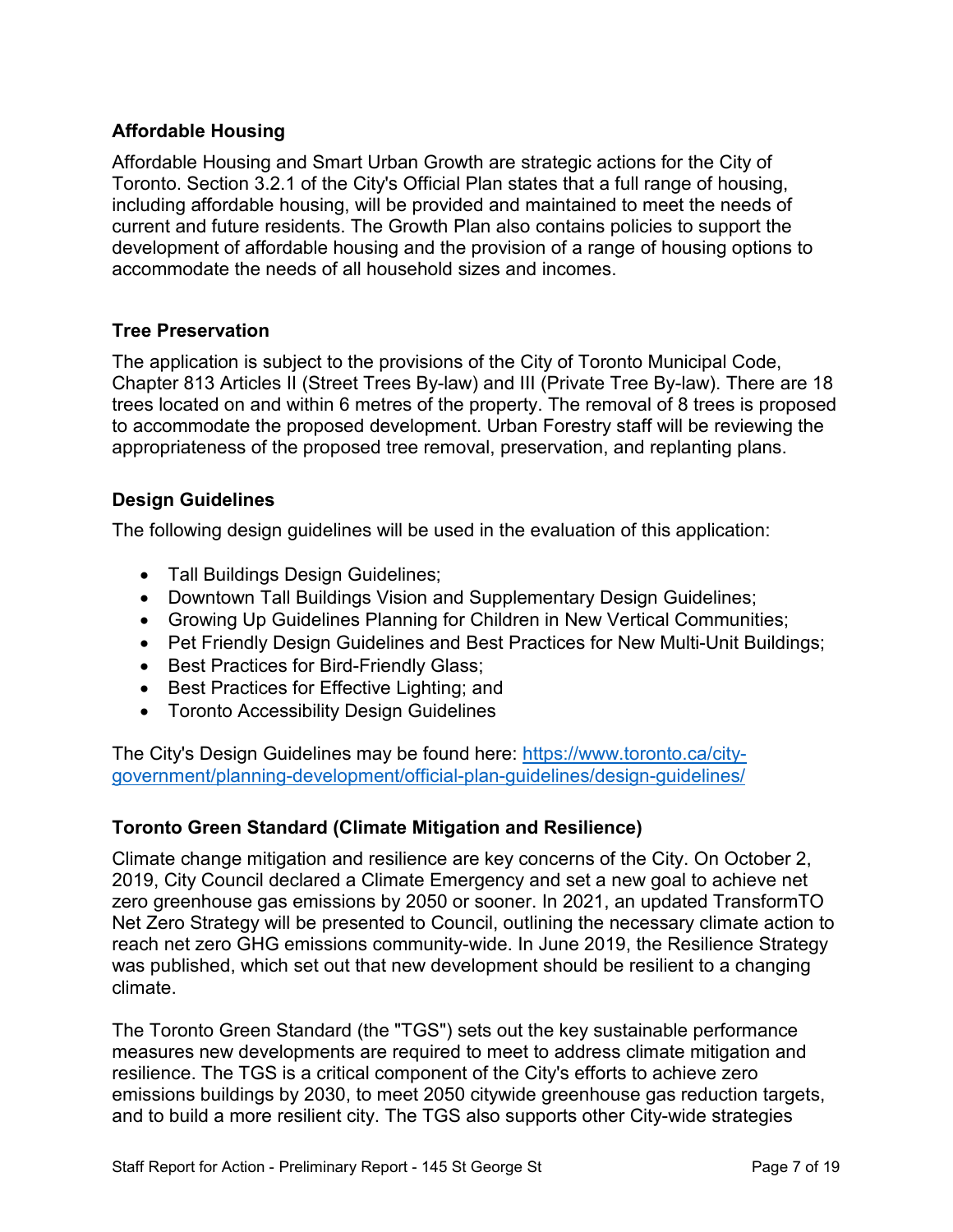### Affordable Housing

Affordable Housing and Smart Urban Growth are strategic actions for the City of Toronto. Section 3.2.1 of the City's Official Plan states that a full range of housing, including affordable housing, will be provided and maintained to meet the needs of current and future residents. The Growth Plan also contains policies to support the development of affordable housing and the provision of a range of housing options to accommodate the needs of all household sizes and incomes.

### Tree Preservation

The application is subject to the provisions of the City of Toronto Municipal Code, Chapter 813 Articles II (Street Trees By-law) and III (Private Tree By-law). There are 18 trees located on and within 6 metres of the property. The removal of 8 trees is proposed to accommodate the proposed development. Urban Forestry staff will be reviewing the appropriateness of the proposed tree removal, preservation, and replanting plans.

### Design Guidelines

The following design guidelines will be used in the evaluation of this application:

- Tall Buildings Design Guidelines;
- Downtown Tall Buildings Vision and Supplementary Design Guidelines;
- Growing Up Guidelines Planning for Children in New Vertical Communities;
- Pet Friendly Design Guidelines and Best Practices for New Multi-Unit Buildings;
- Best Practices for Bird-Friendly Glass;
- Best Practices for Effective Lighting; and
- Toronto Accessibility Design Guidelines

The City's Design Guidelines may be found here: [https://www.toronto.ca/city-government/planning-development/official-plan-guidelines/design-guidelines/](https://www.toronto.ca/city-government/planning-development/official-plan-guidelines/design-guidelines/)

### Toronto Green Standard (Climate Mitigation and Resilience)

Climate change mitigation and resilience are key concerns of the City. On October 2, 2019, City Council declared a Climate Emergency and set a new goal to achieve net zero greenhouse gas emissions by 2050 or sooner. In 2021, an updated TransformTO Net Zero Strategy will be presented to Council, outlining the necessary climate action to reach net zero GHG emissions community-wide. In June 2019, the Resilience Strategy was published, which set out that new development should be resilient to a changing climate.

The Toronto Green Standard (the "TGS") sets out the key sustainable performance measures new developments are required to meet to address climate mitigation and resilience. The TGS is a critical component of the City's efforts to achieve zero emissions buildings by 2030, to meet 2050 citywide greenhouse gas reduction targets, and to build a more resilient city. The TGS also supports other City-wide strategies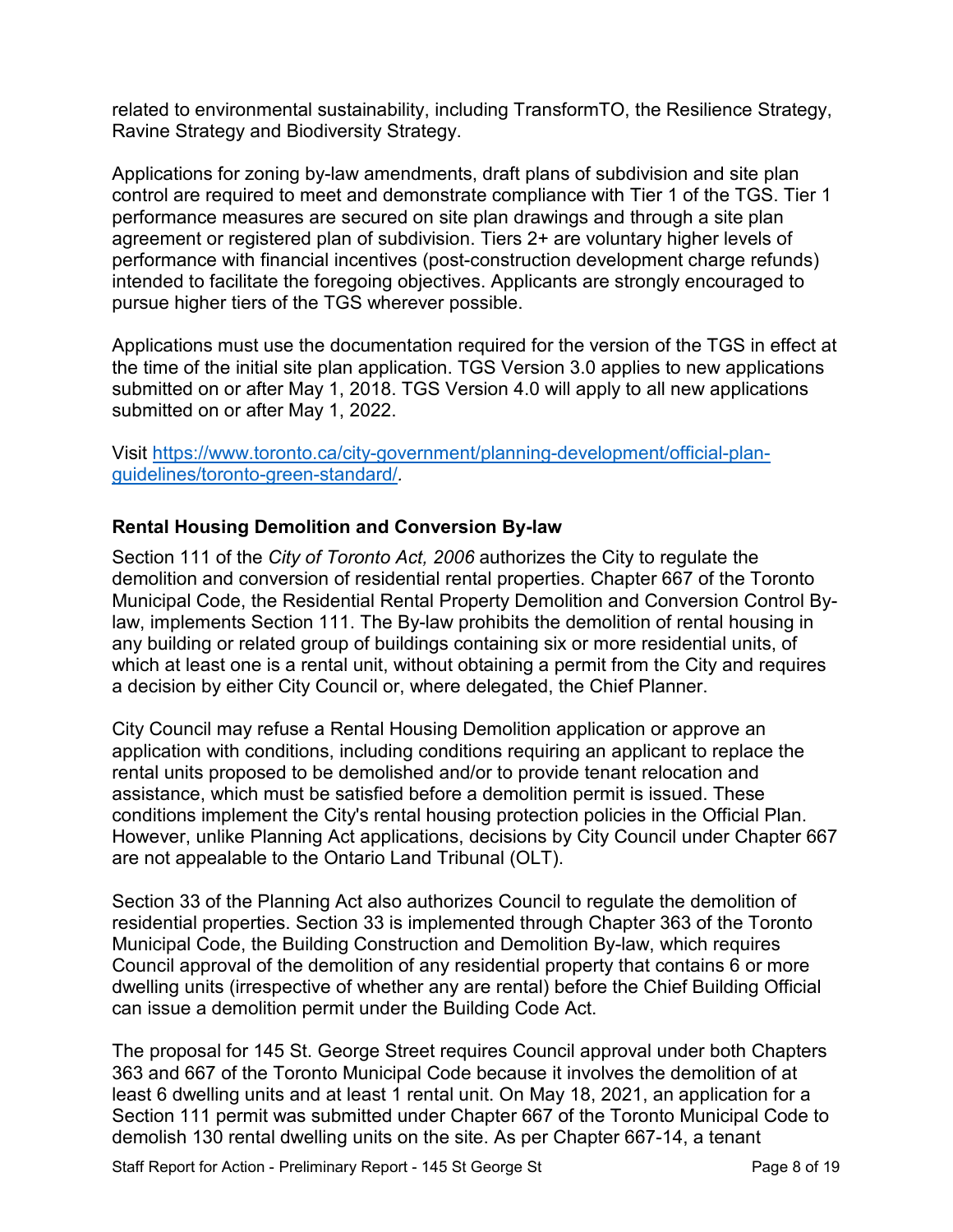related to environmental sustainability, including TransformTO, the Resilience Strategy, Ravine Strategy and Biodiversity Strategy.

Applications for zoning by-law amendments, draft plans of subdivision and site plan control are required to meet and demonstrate compliance with Tier 1 of the TGS. Tier 1 performance measures are secured on site plan drawings and through a site plan agreement or registered plan of subdivision. Tiers 2+ are voluntary higher levels of performance with financial incentives (post-construction development charge refunds) intended to facilitate the foregoing objectives. Applicants are strongly encouraged to pursue higher tiers of the TGS wherever possible.

Applications must use the documentation required for the version of the TGS in effect at the time of the initial site plan application. TGS Version 3.0 applies to new applications submitted on or after May 1, 2018. TGS Version 4.0 will apply to all new applications submitted on or after May 1, 2022.

Visit [https://www.toronto.ca/city-government/planning-development/official-plan-guidelines/toronto-green-standard/](https://www.toronto.ca/city-government/planning-development/official-plan-guidelines/toronto-green-standard/).

### Rental Housing Demolition and Conversion By-law

Section 111 of the *City of Toronto Act, 2006* authorizes the City to regulate the demolition and conversion of residential rental properties. Chapter 667 of the Toronto Municipal Code, the Residential Rental Property Demolition and Conversion Control By-law, implements Section 111. The By-law prohibits the demolition of rental housing in any building or related group of buildings containing six or more residential units, of which at least one is a rental unit, without obtaining a permit from the City and requires a decision by either City Council or, where delegated, the Chief Planner.

City Council may refuse a Rental Housing Demolition application or approve an application with conditions, including conditions requiring an applicant to replace the rental units proposed to be demolished and/or to provide tenant relocation and assistance, which must be satisfied before a demolition permit is issued. These conditions implement the City's rental housing protection policies in the Official Plan. However, unlike Planning Act applications, decisions by City Council under Chapter 667 are not appealable to the Ontario Land Tribunal (OLT).

Section 33 of the Planning Act also authorizes Council to regulate the demolition of residential properties. Section 33 is implemented through Chapter 363 of the Toronto Municipal Code, the Building Construction and Demolition By-law, which requires Council approval of the demolition of any residential property that contains 6 or more dwelling units (irrespective of whether any are rental) before the Chief Building Official can issue a demolition permit under the Building Code Act.

The proposal for 145 St. George Street requires Council approval under both Chapters 363 and 667 of the Toronto Municipal Code because it involves the demolition of at least 6 dwelling units and at least 1 rental unit. On May 18, 2021, an application for a Section 111 permit was submitted under Chapter 667 of the Toronto Municipal Code to demolish 130 rental dwelling units on the site. As per Chapter 667-14, a tenant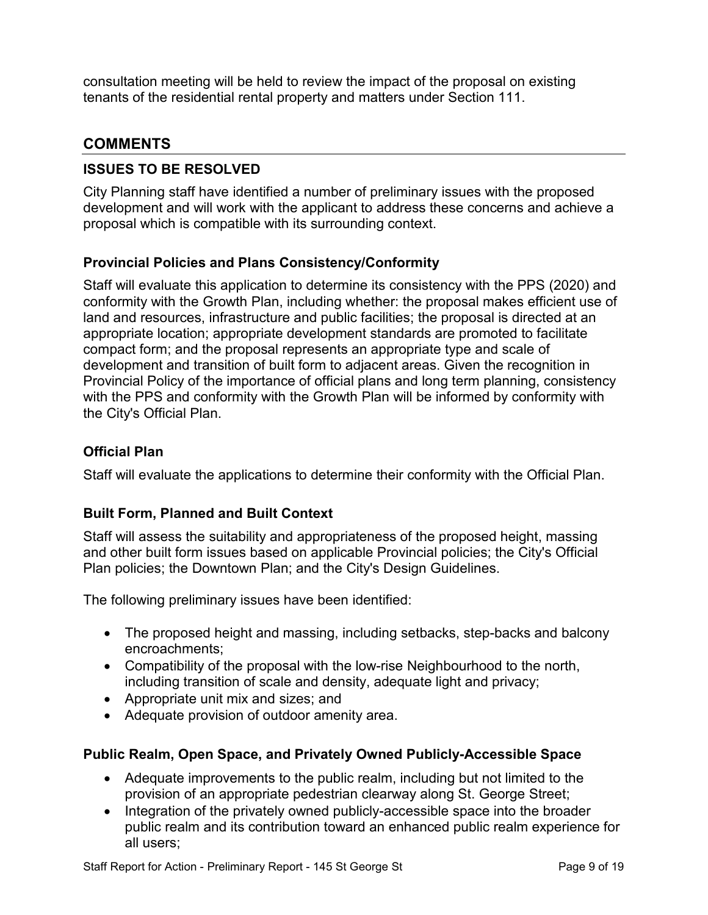consultation meeting will be held to review the impact of the proposal on existing tenants of the residential rental property and matters under Section 111.

## COMMENTS

### ISSUES TO BE RESOLVED

City Planning staff have identified a number of preliminary issues with the proposed development and will work with the applicant to address these concerns and achieve a proposal which is compatible with its surrounding context.

#### Provincial Policies and Plans Consistency/Conformity

Staff will evaluate this application to determine its consistency with the PPS (2020) and conformity with the Growth Plan, including whether: the proposal makes efficient use of land and resources, infrastructure and public facilities; the proposal is directed at an appropriate location; appropriate development standards are promoted to facilitate compact form; and the proposal represents an appropriate type and scale of development and transition of built form to adjacent areas. Given the recognition in Provincial Policy of the importance of official plans and long term planning, consistency with the PPS and conformity with the Growth Plan will be informed by conformity with the City's Official Plan.

#### Official Plan

Staff will evaluate the applications to determine their conformity with the Official Plan.

#### Built Form, Planned and Built Context

Staff will assess the suitability and appropriateness of the proposed height, massing and other built form issues based on applicable Provincial policies; the City's Official Plan policies; the Downtown Plan; and the City's Design Guidelines.

The following preliminary issues have been identified:

- The proposed height and massing, including setbacks, step-backs and balcony encroachments;
- Compatibility of the proposal with the low-rise Neighbourhood to the north, including transition of scale and density, adequate light and privacy;
- Appropriate unit mix and sizes; and
- Adequate provision of outdoor amenity area.

#### Public Realm, Open Space, and Privately Owned Publicly-Accessible Space

- Adequate improvements to the public realm, including but not limited to the provision of an appropriate pedestrian clearway along St. George Street;
- Integration of the privately owned publicly-accessible space into the broader public realm and its contribution toward an enhanced public realm experience for all users;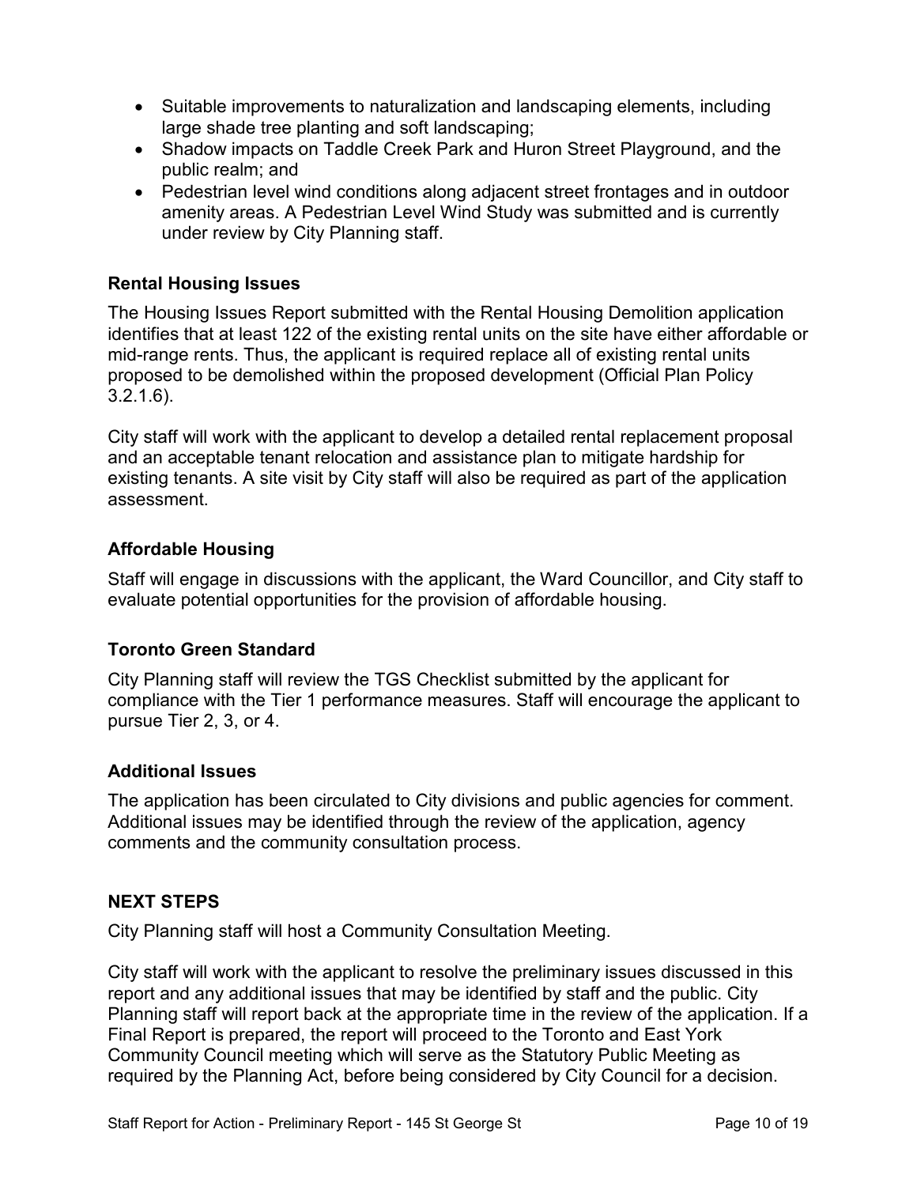- Suitable improvements to naturalization and landscaping elements, including large shade tree planting and soft landscaping;
- Shadow impacts on Taddle Creek Park and Huron Street Playground, and the public realm; and
- Pedestrian level wind conditions along adjacent street frontages and in outdoor amenity areas. A Pedestrian Level Wind Study was submitted and is currently under review by City Planning staff.

### Rental Housing Issues

The Housing Issues Report submitted with the Rental Housing Demolition application identifies that at least 122 of the existing rental units on the site have either affordable or mid-range rents. Thus, the applicant is required replace all of existing rental units proposed to be demolished within the proposed development (Official Plan Policy 3.2.1.6).

City staff will work with the applicant to develop a detailed rental replacement proposal and an acceptable tenant relocation and assistance plan to mitigate hardship for existing tenants. A site visit by City staff will also be required as part of the application assessment.

### Affordable Housing

Staff will engage in discussions with the applicant, the Ward Councillor, and City staff to evaluate potential opportunities for the provision of affordable housing.

### Toronto Green Standard

City Planning staff will review the TGS Checklist submitted by the applicant for compliance with the Tier 1 performance measures. Staff will encourage the applicant to pursue Tier 2, 3, or 4.

### Additional Issues

The application has been circulated to City divisions and public agencies for comment. Additional issues may be identified through the review of the application, agency comments and the community consultation process.

## NEXT STEPS

City Planning staff will host a Community Consultation Meeting.

City staff will work with the applicant to resolve the preliminary issues discussed in this report and any additional issues that may be identified by staff and the public. City Planning staff will report back at the appropriate time in the review of the application. If a Final Report is prepared, the report will proceed to the Toronto and East York Community Council meeting which will serve as the Statutory Public Meeting as required by the Planning Act, before being considered by City Council for a decision.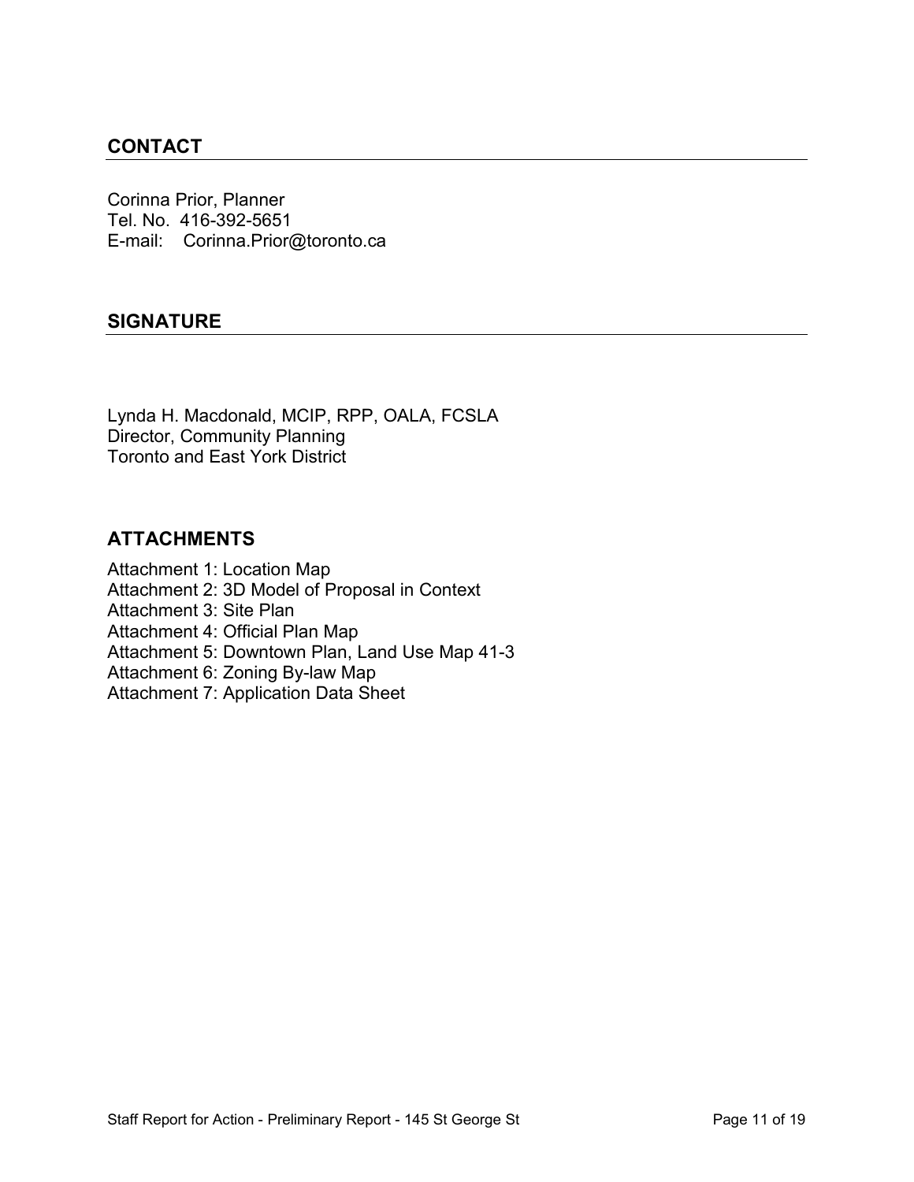## CONTACT

Corinna Prior, Planner
Tel. No. 416-392-5651
E-mail: Corinna.Prior@toronto.ca

## SIGNATURE

Lynda H. Macdonald, MCIP, RPP, OALA, FCSLA
Director, Community Planning
Toronto and East York District

## ATTACHMENTS

Attachment 1: Location Map
Attachment 2: 3D Model of Proposal in Context
Attachment 3: Site Plan
Attachment 4: Official Plan Map
Attachment 5: Downtown Plan, Land Use Map 41-3
Attachment 6: Zoning By-law Map
Attachment 7: Application Data Sheet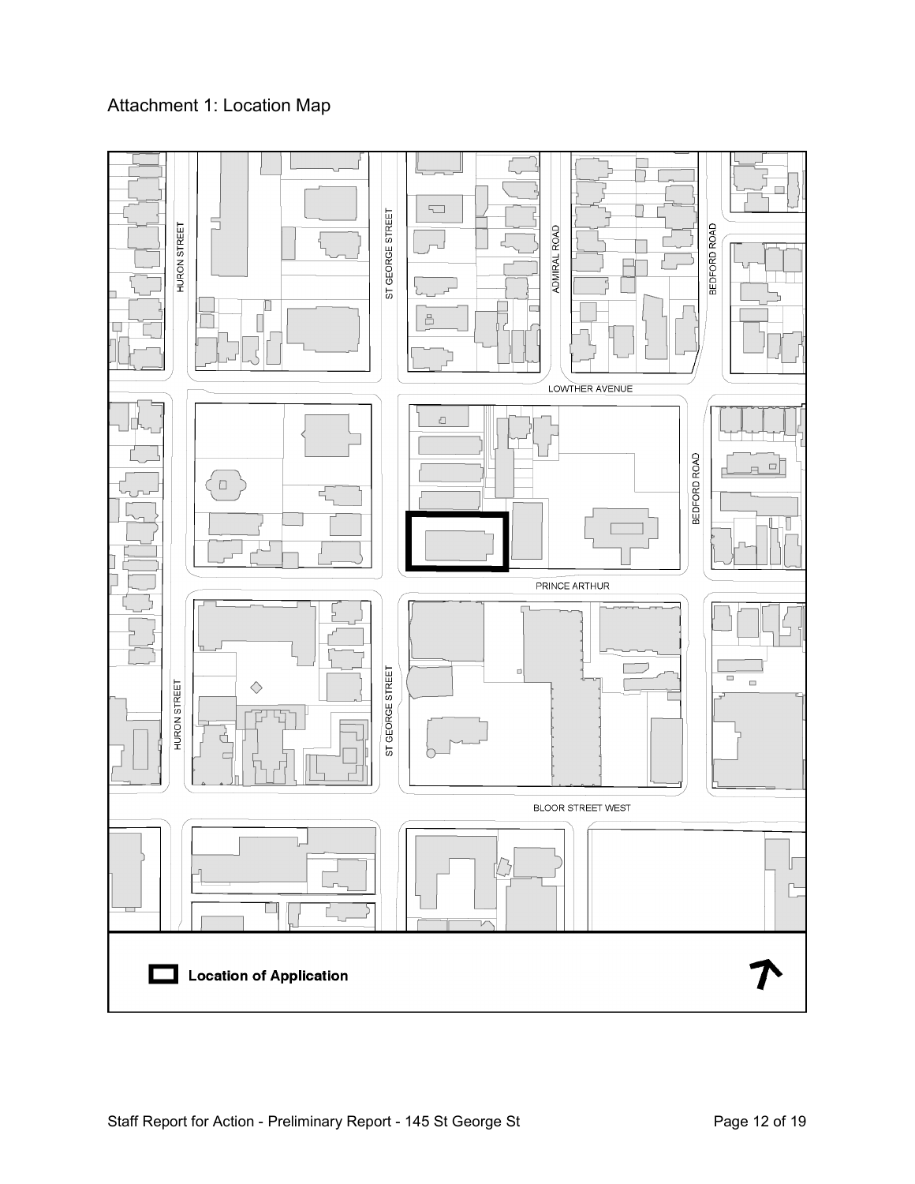# Attachment 1: Location Map

HURON STREET

ST GEORGE STREET

ADMIRAL ROAD

BEDFORD ROAD

LOWTHER AVENUE

BEDFORD ROAD

PRINCE ARTHUR

HURON STREET

ST GEORGE STREET

BLOOR STREET WEST

**Location of Application**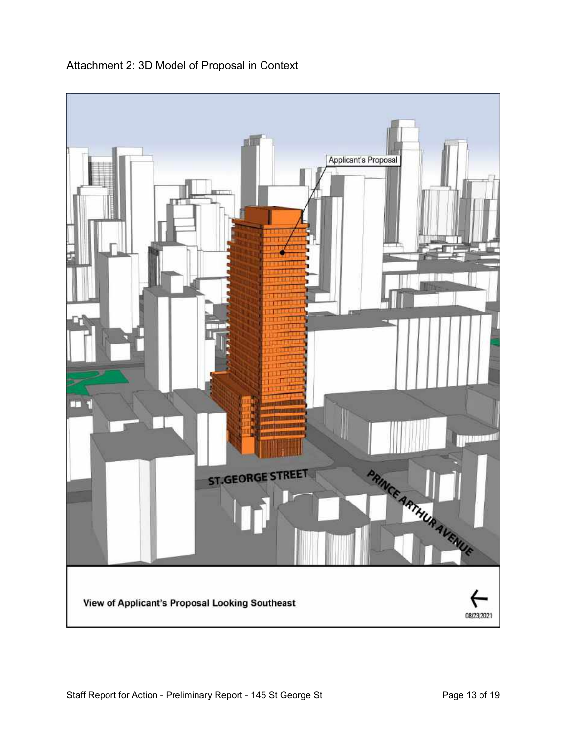Attachment 2: 3D Model of Proposal in Context

Applicant's Proposal

ST.GEORGE STREET

PRINCE ARTHUR AVENUE

**View of Applicant's Proposal Looking Southeast**

08/23/2021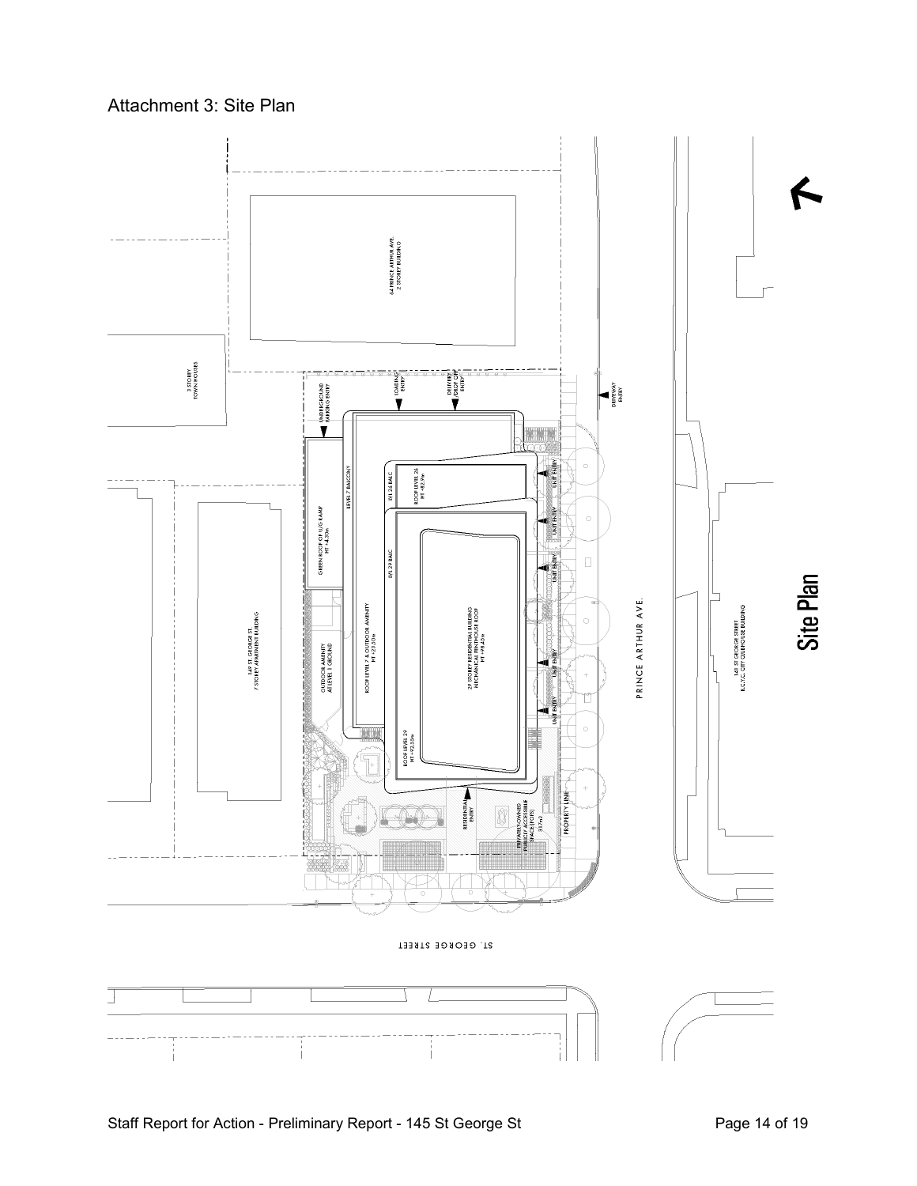# Attachment 3: Site Plan

64 PRINCE ARTHUR AVE.
2 STOREY BUILDING

3 STOREY
TOWN HOUSES

UNDERGROUND PARKING ENTRY

LOADING ENTRY

DELIVERY DROP OFF ENTRY

DRIVEWAY ENTRY

LEVEL 7 BALCONY

LVL 26 BALC

ROOF LEVEL 26
HT +82.9m

UNIT ENTRY

GREEN ROOF OF U/G RAMP
HT +4.30m

LVL 29 BALC

UNIT ENTRY

UNIT ENTRY

149 ST. GEORGE ST.
7 STOREY APARTMENT BUILDING

OUTDOOR AMENITY AT LEVEL 1 GROUND

ROOF LEVEL 7 & OUTDOOR AMENITY
HT +22.50m

29 STOREY RESIDENTIAL BUILDING
MECHANICAL PENTHOUSE ROOF
HT +98.45m

PRINCE ARTHUR AVE.

141 ST GEORGE STREET
R.C.Y.C. CITY CLUBHOUSE BUILDING

UNIT ENTRY

UNIT ENTRY

ROOF LEVEL 29
HT +92.50m

RESIDENTIAL ENTRY

PRIVATELY-OWNED PUBLICLY ACCESSIBLE SPACE (POPS)
317m2

PROPERTY LINE

ST. GEORGE STREET

Site Plan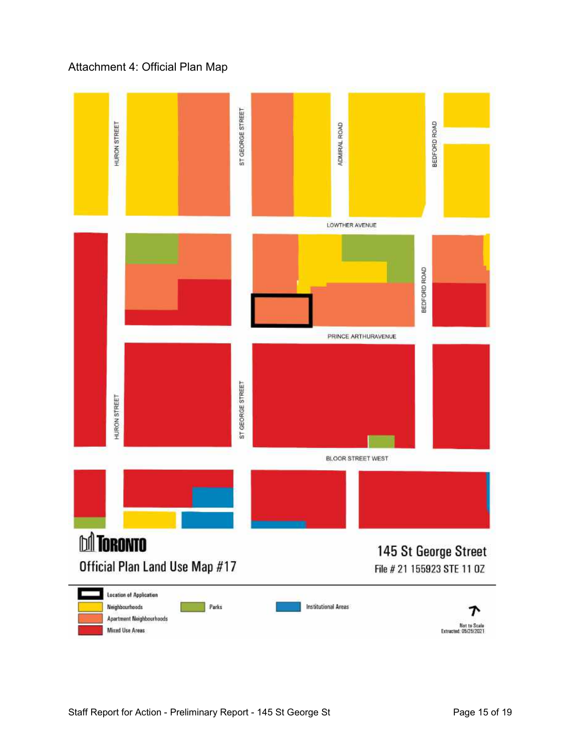Attachment 4: Official Plan Map

HURON STREET

ST GEORGE STREET

ADMIRAL ROAD

BEDFORD ROAD

LOWTHER AVENUE

BEDFORD ROAD

PRINCE ARTHURAVENUE

HURON STREET

ST GEORGE STREET

BLOOR STREET WEST

TORONTO

Official Plan Land Use Map #17

145 St George Street

File # 21 155923 STE 11 OZ

- Location of Application
- Neighbourhoods
- Apartment Neighbourhoods
- Mixed Use Areas
- Parks
- Institutional Areas

Not to Scale
Extracted: 05/25/2021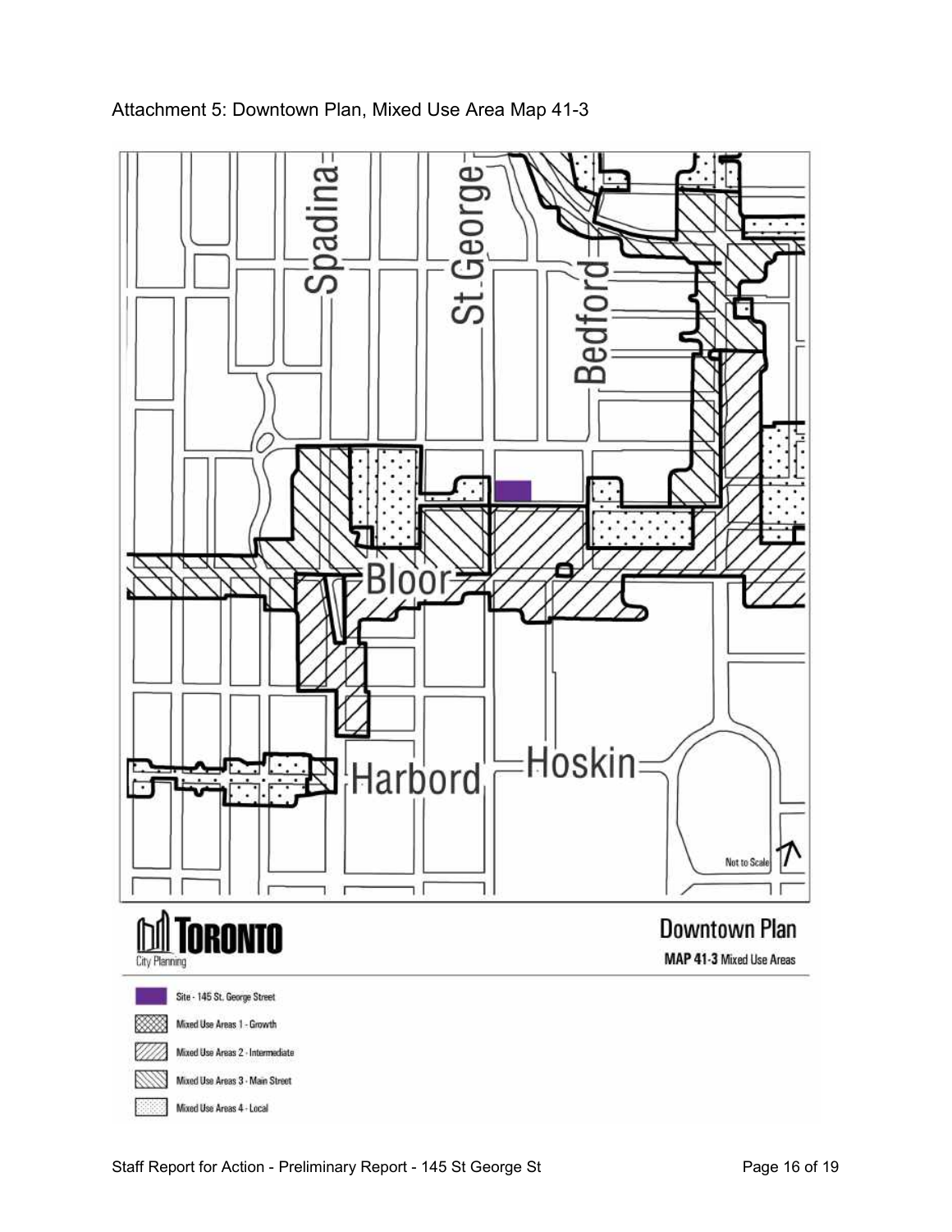Attachment 5: Downtown Plan, Mixed Use Area Map 41-3

Spadina

St George

Bedford

Bloor

Harbord

Hoskin

Not to Scale

TORONTO City Planning

Downtown Plan

**MAP 41-3** Mixed Use Areas

- Site - 145 St. George Street
- Mixed Use Areas 1 - Growth
- Mixed Use Areas 2 - Intermediate
- Mixed Use Areas 3 - Main Street
- Mixed Use Areas 4 - Local

Staff Report for Action - Preliminary Report - 145 St George St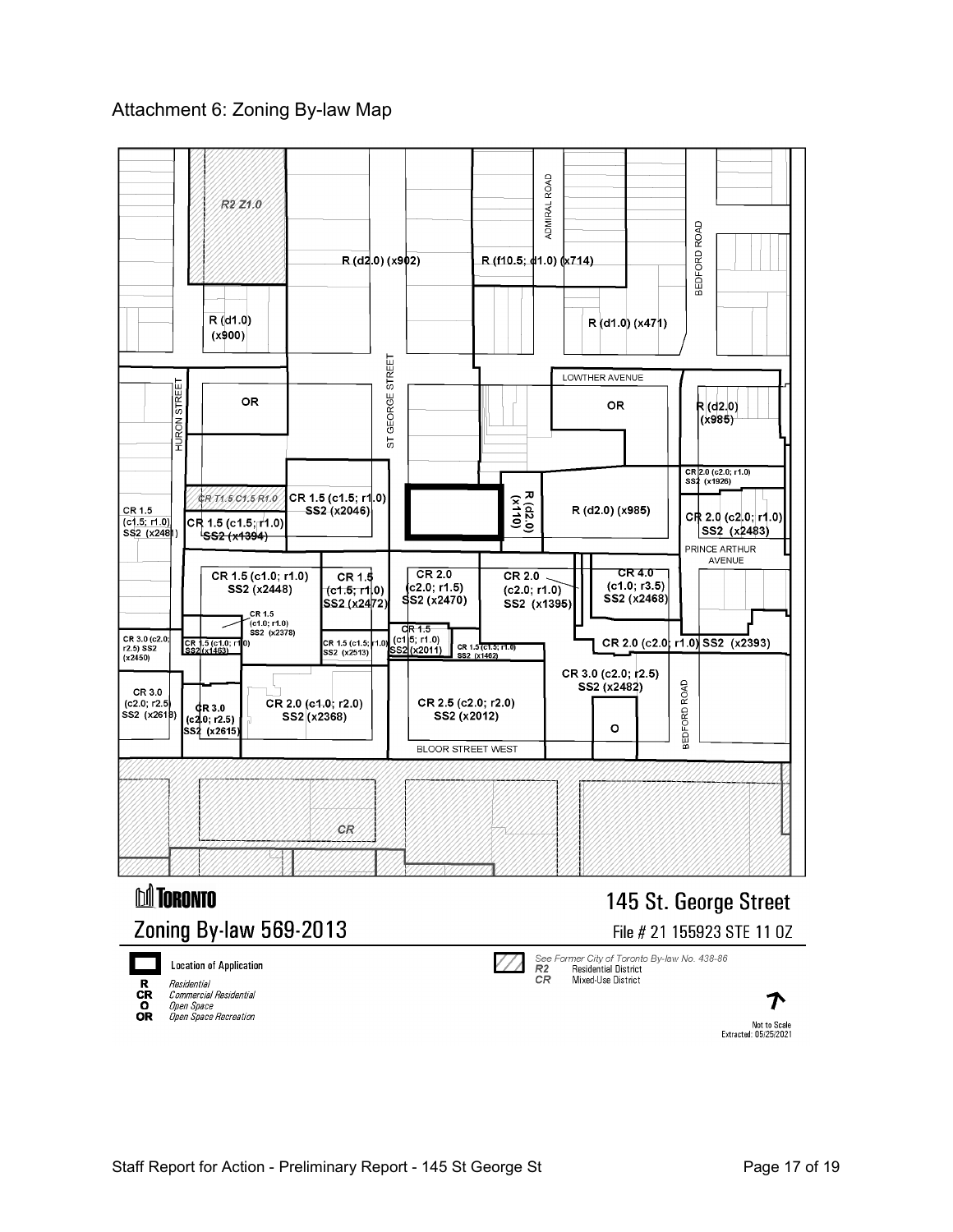# Attachment 6: Zoning By-law Map

R2 Z1.0

R (d2.0) (x902)

R (f10.5; d1.0) (x714)

ADMIRAL ROAD

BEDFORD ROAD

R (d1.0) (x900)

R (d1.0) (x471)

LOWTHER AVENUE

HURON STREET

ST GEORGE STREET

OR

OR

R (d2.0) (x985)

CR 2.0 (c2.0; r1.0) SS2 (x1926)

CR T1.5 C1.5 R1.0

CR 1.5 (c1.5; r1.0) SS2 (x2046)

R (d2.0) (x110)

R (d2.0) (x985)

CR 2.0 (c2.0; r1.0) SS2 (x2483)

CR 1.5 (c1.5; r1.0) SS2 (x2481)

CR 1.5 (c1.5; r1.0) SS2 (x1394)

PRINCE ARTHUR AVENUE

CR 1.5 (c1.0; r1.0) SS2 (x2448)

CR 1.5 (c1.5; r1.0) SS2 (x2472)

CR 2.0 (c2.0; r1.5) SS2 (x2470)

CR 2.0 (c2.0; r1.0) SS2 (x1395)

CR 4.0 (c1.0; r3.5) SS2 (x2468)

CR 1.5 (c1.0; r1.0) SS2 (x2378)

CR 1.5 (c1.5; r1.0) SS2 (x2011)

CR 3.0 (c2.0; r2.5) SS2 (x2450)

CR 1.5 (c1.0; r1.0) SS2 (x1463)

CR 1.5 (c1.5; r1.0) SS2 (x2513)

CR 1.5 (c1.5; r1.0) SS2 (x1462)

CR 2.0 (c2.0; r1.0) SS2 (x2393)

CR 3.0 (c2.0; r2.5) SS2 (x2482)

CR 3.0 (c2.0; r2.5) SS2 (x2618)

CR 3.0 (c2.0; r2.5) SS2 (x2615)

CR 2.0 (c1.0; r2.0) SS2 (x2368)

CR 2.5 (c2.0; r2.0) SS2 (x2012)

O

BEDFORD ROAD

BLOOR STREET WEST

CR

TORONTO

Zoning By-law 569-2013

145 St. George Street

File # 21 155923 STE 11 OZ

Location of Application

R Residential
CR Commercial Residential
O Open Space
OR Open Space Recreation

See Former City of Toronto By-law No. 438-86
R2 Residential District
CR Mixed-Use District

Not to Scale
Extracted: 05/25/2021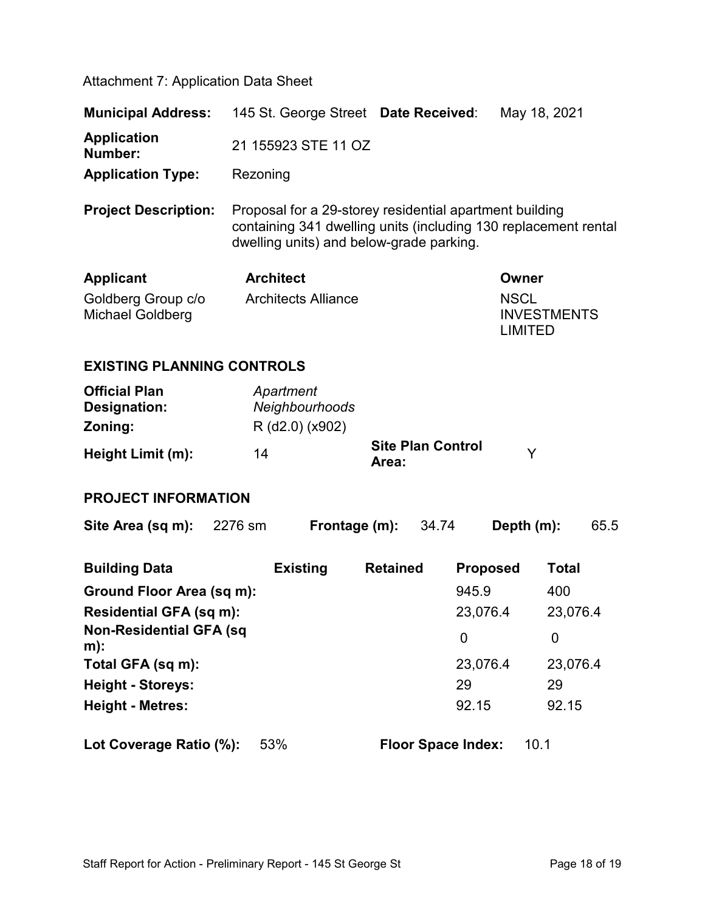Attachment 7: Application Data Sheet

| | | | |
|---|---|---|---|
| **Municipal Address:** | 145 St. George Street | **Date Received**: | May 18, 2021 |
| **Application Number:** | 21 155923 STE 11 OZ | | |
| **Application Type:** | Rezoning | | |
| **Project Description:** | Proposal for a 29-storey residential apartment building containing 341 dwelling units (including 130 replacement rental dwelling units) and below-grade parking. | | |

| **Applicant** | **Architect** | **Owner** |
|---|---|---|
| Goldberg Group c/o Michael Goldberg | Architects Alliance | NSCL INVESTMENTS LIMITED |

## EXISTING PLANNING CONTROLS

| | | | |
|---|---|---|---|
| **Official Plan Designation:** | *Apartment Neighbourhoods* | | |
| **Zoning:** | R (d2.0) (x902) | | |
| **Height Limit (m):** | 14 | **Site Plan Control Area:** | Y |

## PROJECT INFORMATION

| | | | | | |
|---|---|---|---|---|---|
| **Site Area (sq m):** | 2276 sm | **Frontage (m):** | 34.74 | **Depth (m):** | 65.5 |

| **Building Data** | **Existing** | **Retained** | **Proposed** | **Total** |
|---|---|---|---|---|
| **Ground Floor Area (sq m):** | | | 945.9 | 400 |
| **Residential GFA (sq m):** | | | 23,076.4 | 23,076.4 |
| **Non-Residential GFA (sq m):** | | | 0 | 0 |
| **Total GFA (sq m):** | | | 23,076.4 | 23,076.4 |
| **Height - Storeys:** | | | 29 | 29 |
| **Height - Metres:** | | | 92.15 | 92.15 |

| | | | |
|---|---|---|---|
| **Lot Coverage Ratio (%):** | 53% | **Floor Space Index:** | 10.1 |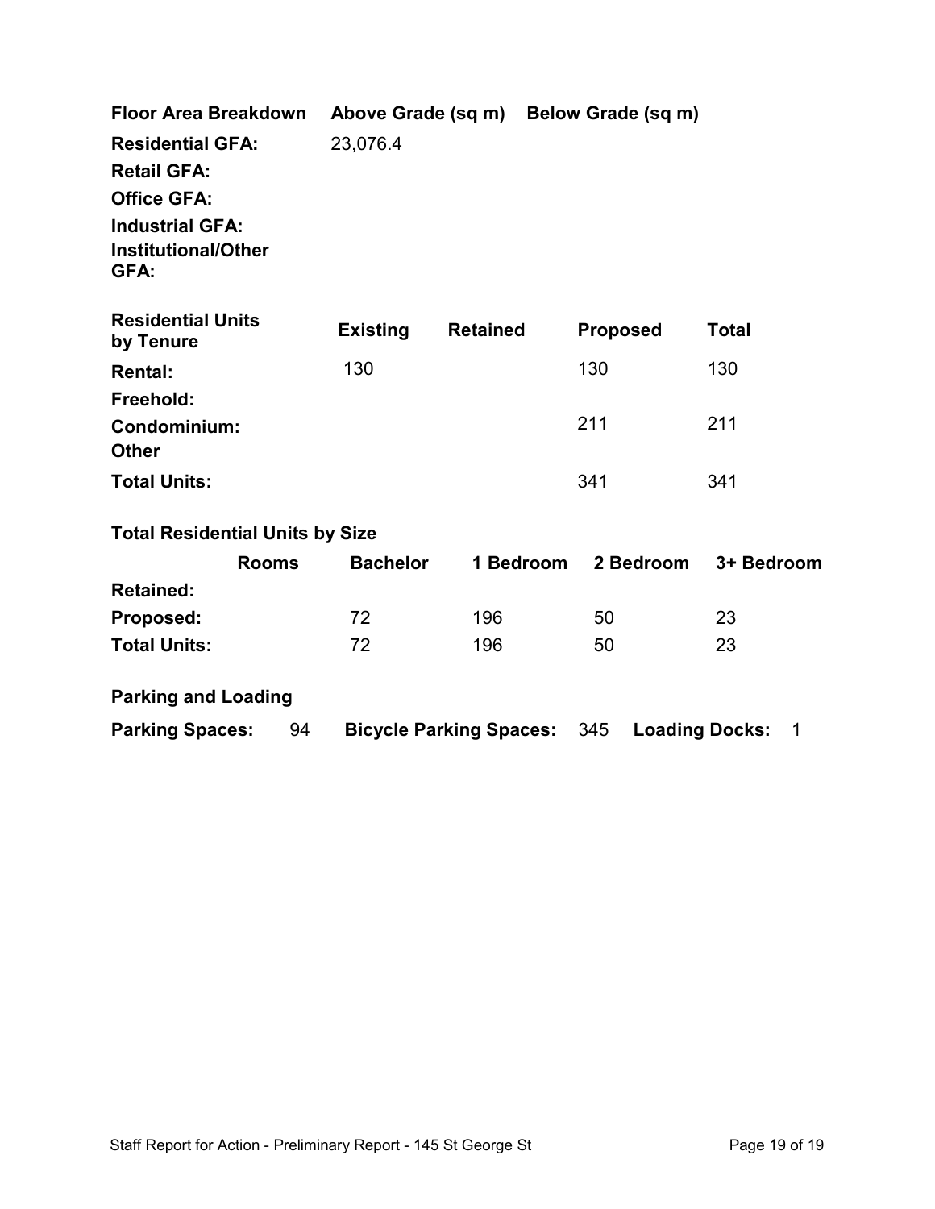| Floor Area Breakdown | Above Grade (sq m) | Below Grade (sq m) |
| --- | --- | --- |
| **Residential GFA:** | 23,076.4 | |
| **Retail GFA:** | | |
| **Office GFA:** | | |
| **Industrial GFA:** | | |
| **Institutional/Other GFA:** | | |

| Residential Units by Tenure | Existing | Retained | Proposed | Total |
| --- | --- | --- | --- | --- |
| **Rental:** | 130 | | 130 | 130 |
| **Freehold:** | | | | |
| **Condominium:** | | | 211 | 211 |
| **Other** | | | | |
| **Total Units:** | | | 341 | 341 |

**Total Residential Units by Size**

| | Rooms | Bachelor | 1 Bedroom | 2 Bedroom | 3+ Bedroom |
| --- | --- | --- | --- | --- | --- |
| **Retained:** | | | | | |
| **Proposed:** | | 72 | 196 | 50 | 23 |
| **Total Units:** | | 72 | 196 | 50 | 23 |

**Parking and Loading**

**Parking Spaces:** 94 **Bicycle Parking Spaces:** 345 **Loading Docks:** 1